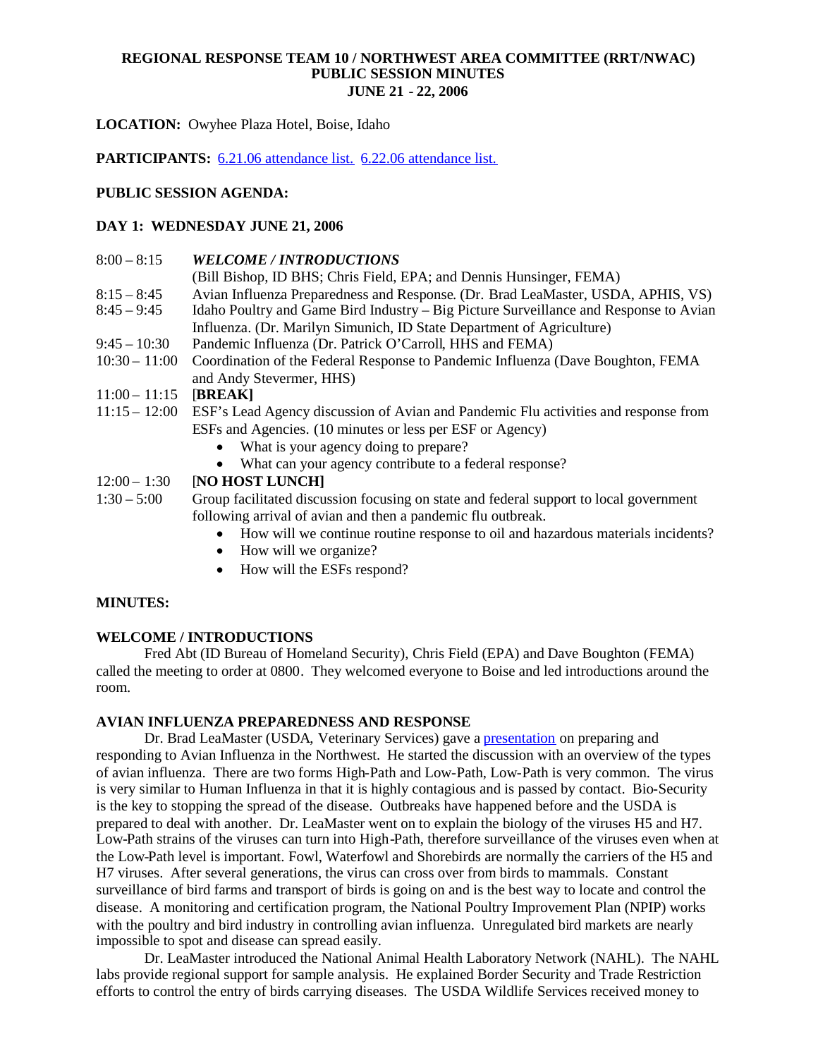# REGIONAL RESPONSE TEAM 10 / NORTHWEST AREA COMMITTEE (RRT/NWAC) PUBLIC SESSION MINUTES JUNE 21 - 22, 2006

**LOCATION:** Owyhee Plaza Hotel, Boise, Idaho

**PARTICIPANTS:** 6.21.06 attendance list. 6.22.06 attendance list.

**PUBLIC SESSION AGENDA:**

**DAY 1: WEDNESDAY JUNE 21, 2006**

| | |
|---|---|
| 8:00 – 8:15 | ***WELCOME / INTRODUCTIONS*** (Bill Bishop, ID BHS; Chris Field, EPA; and Dennis Hunsinger, FEMA) |
| 8:15 – 8:45 | Avian Influenza Preparedness and Response. (Dr. Brad LeaMaster, USDA, APHIS, VS) |
| 8:45 – 9:45 | Idaho Poultry and Game Bird Industry – Big Picture Surveillance and Response to Avian Influenza. (Dr. Marilyn Simunich, ID State Department of Agriculture) |
| 9:45 – 10:30 | Pandemic Influenza (Dr. Patrick O'Carroll, HHS and FEMA) |
| 10:30 – 11:00 | Coordination of the Federal Response to Pandemic Influenza (Dave Boughton, FEMA and Andy Stevermer, HHS) |
| 11:00 – 11:15 | [**BREAK]** |
| 11:15 – 12:00 | ESF's Lead Agency discussion of Avian and Pandemic Flu activities and response from ESFs and Agencies. (10 minutes or less per ESF or Agency)<br>• What is your agency doing to prepare?<br>• What can your agency contribute to a federal response? |
| 12:00 – 1:30 | [**NO HOST LUNCH]** |
| 1:30 – 5:00 | Group facilitated discussion focusing on state and federal support to local government following arrival of avian and then a pandemic flu outbreak.<br>• How will we continue routine response to oil and hazardous materials incidents?<br>• How will we organize?<br>• How will the ESFs respond? |

**MINUTES:**

**WELCOME / INTRODUCTIONS**

Fred Abt (ID Bureau of Homeland Security), Chris Field (EPA) and Dave Boughton (FEMA) called the meeting to order at 0800. They welcomed everyone to Boise and led introductions around the room.

**AVIAN INFLUENZA PREPAREDNESS AND RESPONSE**

Dr. Brad LeaMaster (USDA, Veterinary Services) gave a presentation on preparing and responding to Avian Influenza in the Northwest. He started the discussion with an overview of the types of avian influenza. There are two forms High-Path and Low-Path, Low-Path is very common. The virus is very similar to Human Influenza in that it is highly contagious and is passed by contact. Bio-Security is the key to stopping the spread of the disease. Outbreaks have happened before and the USDA is prepared to deal with another. Dr. LeaMaster went on to explain the biology of the viruses H5 and H7. Low-Path strains of the viruses can turn into High-Path, therefore surveillance of the viruses even when at the Low-Path level is important. Fowl, Waterfowl and Shorebirds are normally the carriers of the H5 and H7 viruses. After several generations, the virus can cross over from birds to mammals. Constant surveillance of bird farms and transport of birds is going on and is the best way to locate and control the disease. A monitoring and certification program, the National Poultry Improvement Plan (NPIP) works with the poultry and bird industry in controlling avian influenza. Unregulated bird markets are nearly impossible to spot and disease can spread easily.

Dr. LeaMaster introduced the National Animal Health Laboratory Network (NAHL). The NAHL labs provide regional support for sample analysis. He explained Border Security and Trade Restriction efforts to control the entry of birds carrying diseases. The USDA Wildlife Services received money to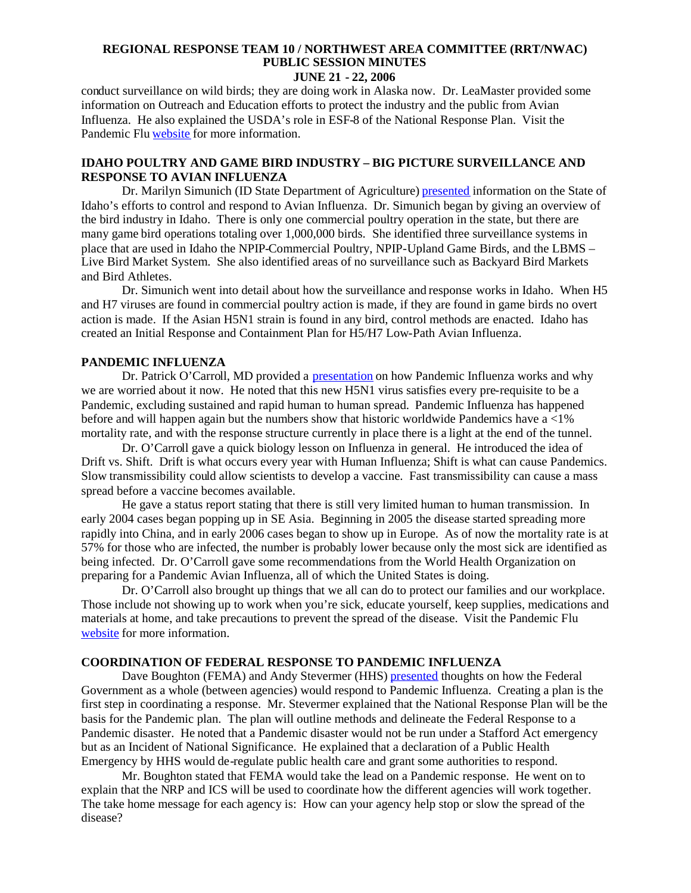conduct surveillance on wild birds; they are doing work in Alaska now. Dr. LeaMaster provided some information on Outreach and Education efforts to protect the industry and the public from Avian Influenza. He also explained the USDA's role in ESF-8 of the National Response Plan. Visit the Pandemic Flu website for more information.

## IDAHO POULTRY AND GAME BIRD INDUSTRY – BIG PICTURE SURVEILLANCE AND RESPONSE TO AVIAN INFLUENZA

Dr. Marilyn Simunich (ID State Department of Agriculture) presented information on the State of Idaho's efforts to control and respond to Avian Influenza. Dr. Simunich began by giving an overview of the bird industry in Idaho. There is only one commercial poultry operation in the state, but there are many game bird operations totaling over 1,000,000 birds. She identified three surveillance systems in place that are used in Idaho the NPIP-Commercial Poultry, NPIP-Upland Game Birds, and the LBMS – Live Bird Market System. She also identified areas of no surveillance such as Backyard Bird Markets and Bird Athletes.

Dr. Simunich went into detail about how the surveillance and response works in Idaho. When H5 and H7 viruses are found in commercial poultry action is made, if they are found in game birds no overt action is made. If the Asian H5N1 strain is found in any bird, control methods are enacted. Idaho has created an Initial Response and Containment Plan for H5/H7 Low-Path Avian Influenza.

## PANDEMIC INFLUENZA

Dr. Patrick O'Carroll, MD provided a presentation on how Pandemic Influenza works and why we are worried about it now. He noted that this new H5N1 virus satisfies every pre-requisite to be a Pandemic, excluding sustained and rapid human to human spread. Pandemic Influenza has happened before and will happen again but the numbers show that historic worldwide Pandemics have a <1% mortality rate, and with the response structure currently in place there is a light at the end of the tunnel.

Dr. O'Carroll gave a quick biology lesson on Influenza in general. He introduced the idea of Drift vs. Shift. Drift is what occurs every year with Human Influenza; Shift is what can cause Pandemics. Slow transmissibility could allow scientists to develop a vaccine. Fast transmissibility can cause a mass spread before a vaccine becomes available.

He gave a status report stating that there is still very limited human to human transmission. In early 2004 cases began popping up in SE Asia. Beginning in 2005 the disease started spreading more rapidly into China, and in early 2006 cases began to show up in Europe. As of now the mortality rate is at 57% for those who are infected, the number is probably lower because only the most sick are identified as being infected. Dr. O'Carroll gave some recommendations from the World Health Organization on preparing for a Pandemic Avian Influenza, all of which the United States is doing.

Dr. O'Carroll also brought up things that we all can do to protect our families and our workplace. Those include not showing up to work when you're sick, educate yourself, keep supplies, medications and materials at home, and take precautions to prevent the spread of the disease. Visit the Pandemic Flu website for more information.

## COORDINATION OF FEDERAL RESPONSE TO PANDEMIC INFLUENZA

Dave Boughton (FEMA) and Andy Stevermer (HHS) presented thoughts on how the Federal Government as a whole (between agencies) would respond to Pandemic Influenza. Creating a plan is the first step in coordinating a response. Mr. Stevermer explained that the National Response Plan will be the basis for the Pandemic plan. The plan will outline methods and delineate the Federal Response to a Pandemic disaster. He noted that a Pandemic disaster would not be run under a Stafford Act emergency but as an Incident of National Significance. He explained that a declaration of a Public Health Emergency by HHS would de-regulate public health care and grant some authorities to respond.

Mr. Boughton stated that FEMA would take the lead on a Pandemic response. He went on to explain that the NRP and ICS will be used to coordinate how the different agencies will work together. The take home message for each agency is: How can your agency help stop or slow the spread of the disease?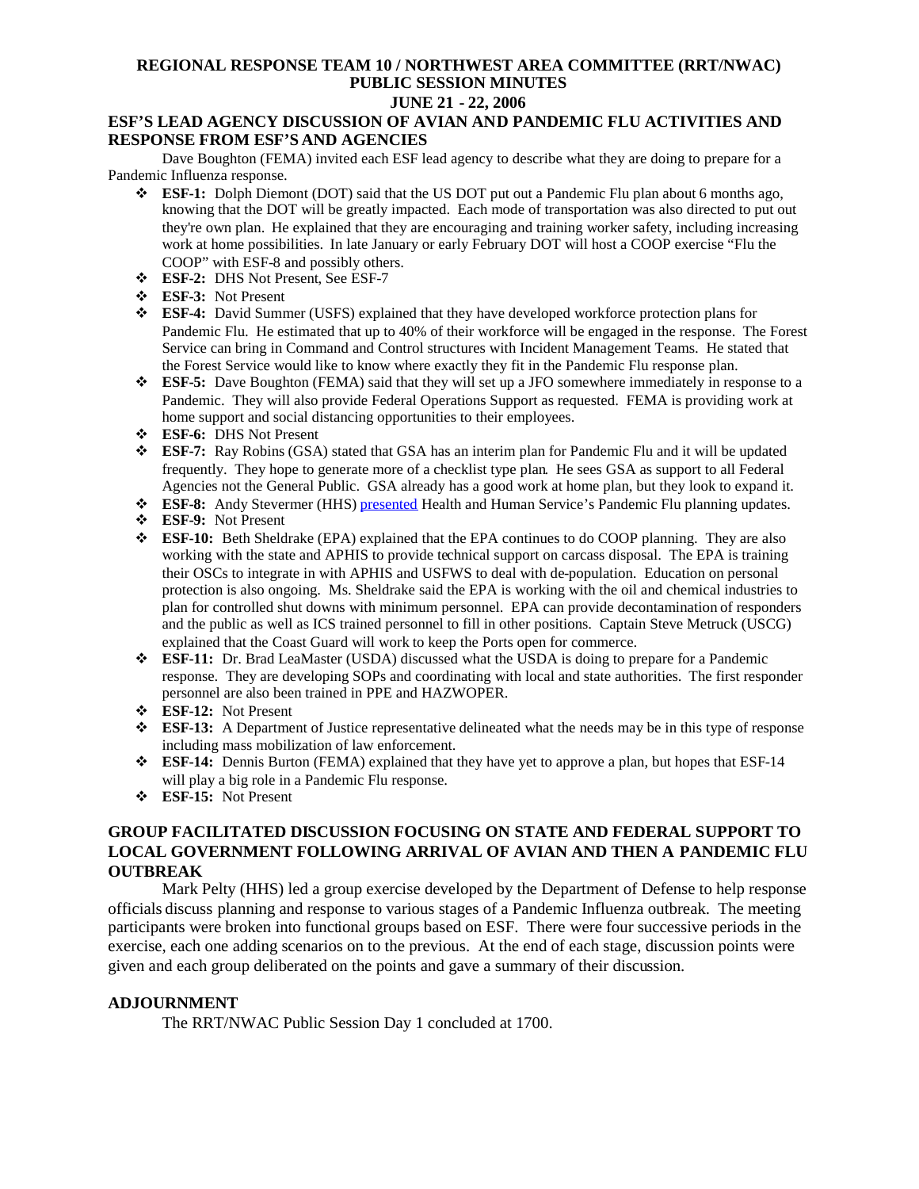# REGIONAL RESPONSE TEAM 10 / NORTHWEST AREA COMMITTEE (RRT/NWAC) PUBLIC SESSION MINUTES

## JUNE 21 - 22, 2006

## ESF'S LEAD AGENCY DISCUSSION OF AVIAN AND PANDEMIC FLU ACTIVITIES AND RESPONSE FROM ESF'S AND AGENCIES

Dave Boughton (FEMA) invited each ESF lead agency to describe what they are doing to prepare for a Pandemic Influenza response.

- **ESF-1:** Dolph Diemont (DOT) said that the US DOT put out a Pandemic Flu plan about 6 months ago, knowing that the DOT will be greatly impacted. Each mode of transportation was also directed to put out they're own plan. He explained that they are encouraging and training worker safety, including increasing work at home possibilities. In late January or early February DOT will host a COOP exercise "Flu the COOP" with ESF-8 and possibly others.
- **ESF-2:** DHS Not Present, See ESF-7
- **ESF-3:** Not Present
- **ESF-4:** David Summer (USFS) explained that they have developed workforce protection plans for Pandemic Flu. He estimated that up to 40% of their workforce will be engaged in the response. The Forest Service can bring in Command and Control structures with Incident Management Teams. He stated that the Forest Service would like to know where exactly they fit in the Pandemic Flu response plan.
- **ESF-5:** Dave Boughton (FEMA) said that they will set up a JFO somewhere immediately in response to a Pandemic. They will also provide Federal Operations Support as requested. FEMA is providing work at home support and social distancing opportunities to their employees.
- **ESF-6:** DHS Not Present
- **ESF-7:** Ray Robins (GSA) stated that GSA has an interim plan for Pandemic Flu and it will be updated frequently. They hope to generate more of a checklist type plan. He sees GSA as support to all Federal Agencies not the General Public. GSA already has a good work at home plan, but they look to expand it.
- **ESF-8:** Andy Stevermer (HHS) presented Health and Human Service's Pandemic Flu planning updates.
- **ESF-9:** Not Present
- **ESF-10:** Beth Sheldrake (EPA) explained that the EPA continues to do COOP planning. They are also working with the state and APHIS to provide technical support on carcass disposal. The EPA is training their OSCs to integrate in with APHIS and USFWS to deal with de-population. Education on personal protection is also ongoing. Ms. Sheldrake said the EPA is working with the oil and chemical industries to plan for controlled shut downs with minimum personnel. EPA can provide decontamination of responders and the public as well as ICS trained personnel to fill in other positions. Captain Steve Metruck (USCG) explained that the Coast Guard will work to keep the Ports open for commerce.
- **ESF-11:** Dr. Brad LeaMaster (USDA) discussed what the USDA is doing to prepare for a Pandemic response. They are developing SOPs and coordinating with local and state authorities. The first responder personnel are also been trained in PPE and HAZWOPER.
- **ESF-12:** Not Present
- **ESF-13:** A Department of Justice representative delineated what the needs may be in this type of response including mass mobilization of law enforcement.
- **ESF-14:** Dennis Burton (FEMA) explained that they have yet to approve a plan, but hopes that ESF-14 will play a big role in a Pandemic Flu response.
- **ESF-15:** Not Present

## GROUP FACILITATED DISCUSSION FOCUSING ON STATE AND FEDERAL SUPPORT TO LOCAL GOVERNMENT FOLLOWING ARRIVAL OF AVIAN AND THEN A PANDEMIC FLU OUTBREAK

Mark Pelty (HHS) led a group exercise developed by the Department of Defense to help response officials discuss planning and response to various stages of a Pandemic Influenza outbreak. The meeting participants were broken into functional groups based on ESF. There were four successive periods in the exercise, each one adding scenarios on to the previous. At the end of each stage, discussion points were given and each group deliberated on the points and gave a summary of their discussion.

## ADJOURNMENT

The RRT/NWAC Public Session Day 1 concluded at 1700.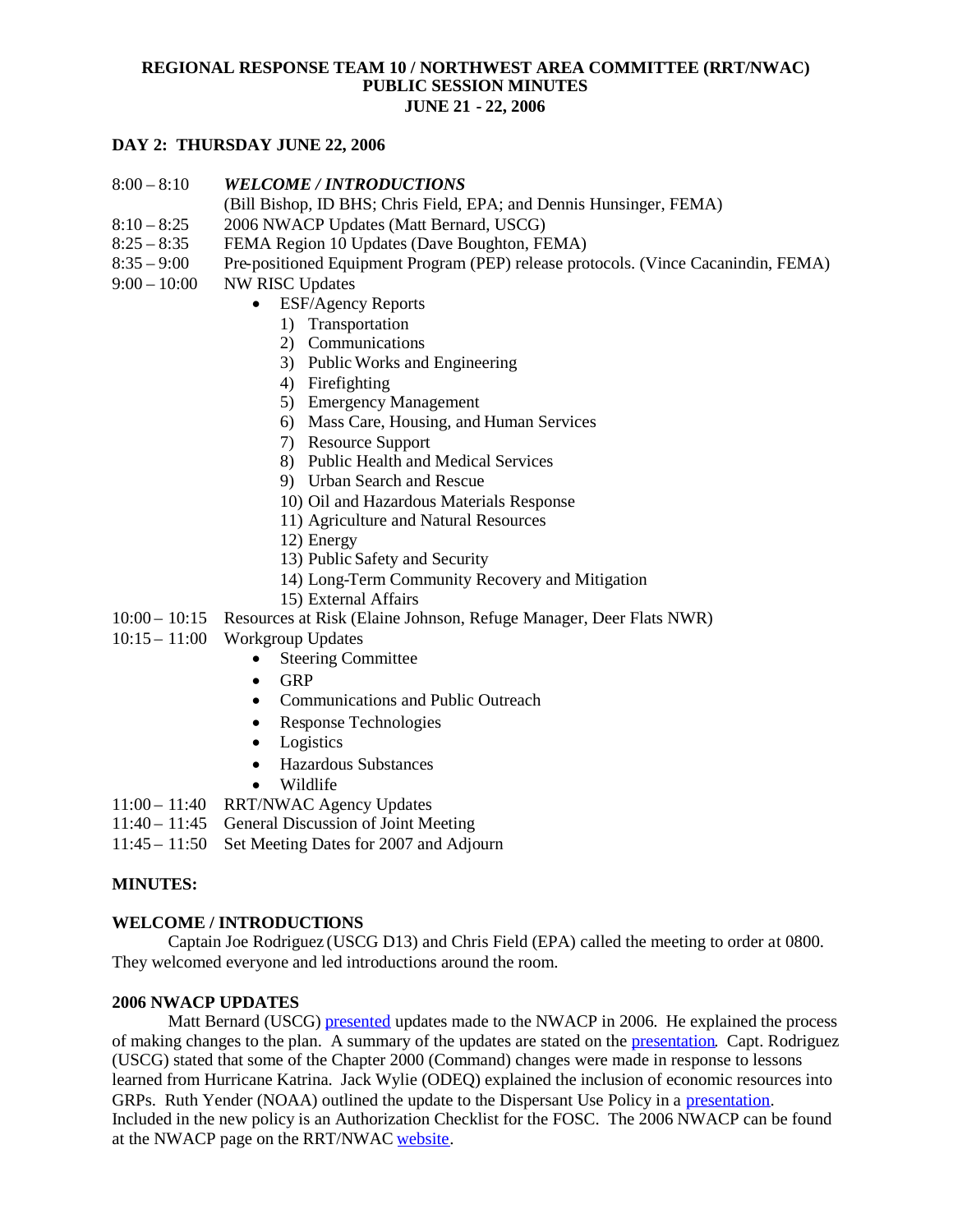**REGIONAL RESPONSE TEAM 10 / NORTHWEST AREA COMMITTEE (RRT/NWAC)**
**PUBLIC SESSION MINUTES**
**JUNE 21 - 22, 2006**

**DAY 2: THURSDAY JUNE 22, 2006**

8:00 – 8:10 ***WELCOME / INTRODUCTIONS***
(Bill Bishop, ID BHS; Chris Field, EPA; and Dennis Hunsinger, FEMA)

8:10 – 8:25 2006 NWACP Updates (Matt Bernard, USCG)

8:25 – 8:35 FEMA Region 10 Updates (Dave Boughton, FEMA)

8:35 – 9:00 Pre-positioned Equipment Program (PEP) release protocols. (Vince Cacanindin, FEMA)

9:00 – 10:00 NW RISC Updates

- ESF/Agency Reports
  1) Transportation
  2) Communications
  3) Public Works and Engineering
  4) Firefighting
  5) Emergency Management
  6) Mass Care, Housing, and Human Services
  7) Resource Support
  8) Public Health and Medical Services
  9) Urban Search and Rescue
  10) Oil and Hazardous Materials Response
  11) Agriculture and Natural Resources
  12) Energy
  13) Public Safety and Security
  14) Long-Term Community Recovery and Mitigation
  15) External Affairs

10:00 – 10:15 Resources at Risk (Elaine Johnson, Refuge Manager, Deer Flats NWR)

10:15 – 11:00 Workgroup Updates

- Steering Committee
- GRP
- Communications and Public Outreach
- Response Technologies
- Logistics
- Hazardous Substances
- Wildlife

11:00 – 11:40 RRT/NWAC Agency Updates

11:40 – 11:45 General Discussion of Joint Meeting

11:45 – 11:50 Set Meeting Dates for 2007 and Adjourn

**MINUTES:**

**WELCOME / INTRODUCTIONS**

Captain Joe Rodriguez (USCG D13) and Chris Field (EPA) called the meeting to order at 0800. They welcomed everyone and led introductions around the room.

**2006 NWACP UPDATES**

Matt Bernard (USCG) presented updates made to the NWACP in 2006. He explained the process of making changes to the plan. A summary of the updates are stated on the presentation. Capt. Rodriguez (USCG) stated that some of the Chapter 2000 (Command) changes were made in response to lessons learned from Hurricane Katrina. Jack Wylie (ODEQ) explained the inclusion of economic resources into GRPs. Ruth Yender (NOAA) outlined the update to the Dispersant Use Policy in a presentation. Included in the new policy is an Authorization Checklist for the FOSC. The 2006 NWACP can be found at the NWACP page on the RRT/NWAC website.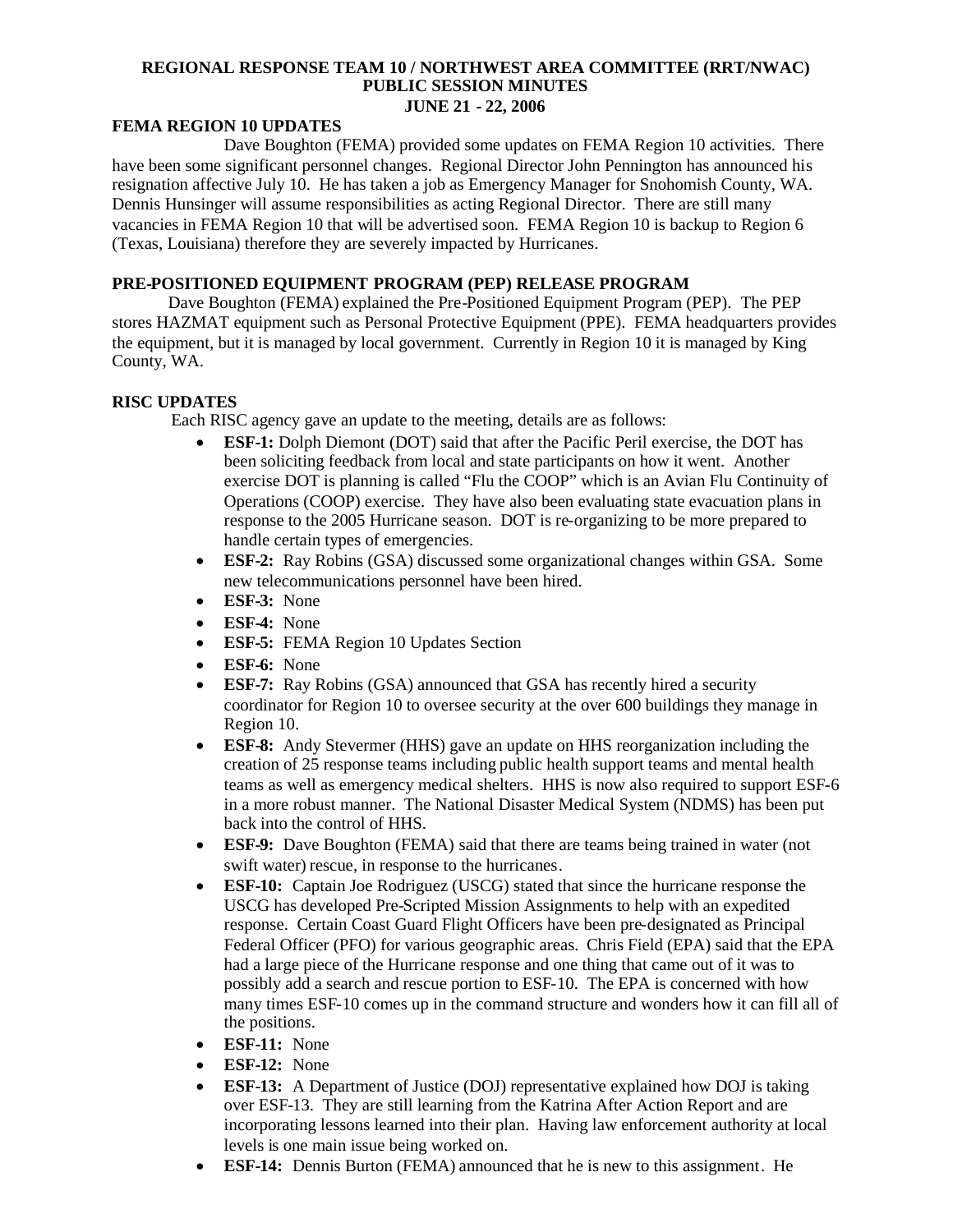**REGIONAL RESPONSE TEAM 10 / NORTHWEST AREA COMMITTEE (RRT/NWAC) PUBLIC SESSION MINUTES JUNE 21 - 22, 2006**

## FEMA REGION 10 UPDATES

Dave Boughton (FEMA) provided some updates on FEMA Region 10 activities. There have been some significant personnel changes. Regional Director John Pennington has announced his resignation affective July 10. He has taken a job as Emergency Manager for Snohomish County, WA. Dennis Hunsinger will assume responsibilities as acting Regional Director. There are still many vacancies in FEMA Region 10 that will be advertised soon. FEMA Region 10 is backup to Region 6 (Texas, Louisiana) therefore they are severely impacted by Hurricanes.

## PRE-POSITIONED EQUIPMENT PROGRAM (PEP) RELEASE PROGRAM

Dave Boughton (FEMA) explained the Pre-Positioned Equipment Program (PEP). The PEP stores HAZMAT equipment such as Personal Protective Equipment (PPE). FEMA headquarters provides the equipment, but it is managed by local government. Currently in Region 10 it is managed by King County, WA.

## RISC UPDATES

Each RISC agency gave an update to the meeting, details are as follows:

- **ESF-1:** Dolph Diemont (DOT) said that after the Pacific Peril exercise, the DOT has been soliciting feedback from local and state participants on how it went. Another exercise DOT is planning is called "Flu the COOP" which is an Avian Flu Continuity of Operations (COOP) exercise. They have also been evaluating state evacuation plans in response to the 2005 Hurricane season. DOT is re-organizing to be more prepared to handle certain types of emergencies.
- **ESF-2:** Ray Robins (GSA) discussed some organizational changes within GSA. Some new telecommunications personnel have been hired.
- **ESF-3:** None
- **ESF-4:** None
- **ESF-5:** FEMA Region 10 Updates Section
- **ESF-6:** None
- **ESF-7:** Ray Robins (GSA) announced that GSA has recently hired a security coordinator for Region 10 to oversee security at the over 600 buildings they manage in Region 10.
- **ESF-8:** Andy Stevermer (HHS) gave an update on HHS reorganization including the creation of 25 response teams including public health support teams and mental health teams as well as emergency medical shelters. HHS is now also required to support ESF-6 in a more robust manner. The National Disaster Medical System (NDMS) has been put back into the control of HHS.
- **ESF-9:** Dave Boughton (FEMA) said that there are teams being trained in water (not swift water) rescue, in response to the hurricanes.
- **ESF-10:** Captain Joe Rodriguez (USCG) stated that since the hurricane response the USCG has developed Pre-Scripted Mission Assignments to help with an expedited response. Certain Coast Guard Flight Officers have been pre-designated as Principal Federal Officer (PFO) for various geographic areas. Chris Field (EPA) said that the EPA had a large piece of the Hurricane response and one thing that came out of it was to possibly add a search and rescue portion to ESF-10. The EPA is concerned with how many times ESF-10 comes up in the command structure and wonders how it can fill all of the positions.
- **ESF-11:** None
- **ESF-12:** None
- **ESF-13:** A Department of Justice (DOJ) representative explained how DOJ is taking over ESF-13. They are still learning from the Katrina After Action Report and are incorporating lessons learned into their plan. Having law enforcement authority at local levels is one main issue being worked on.
- **ESF-14:** Dennis Burton (FEMA) announced that he is new to this assignment. He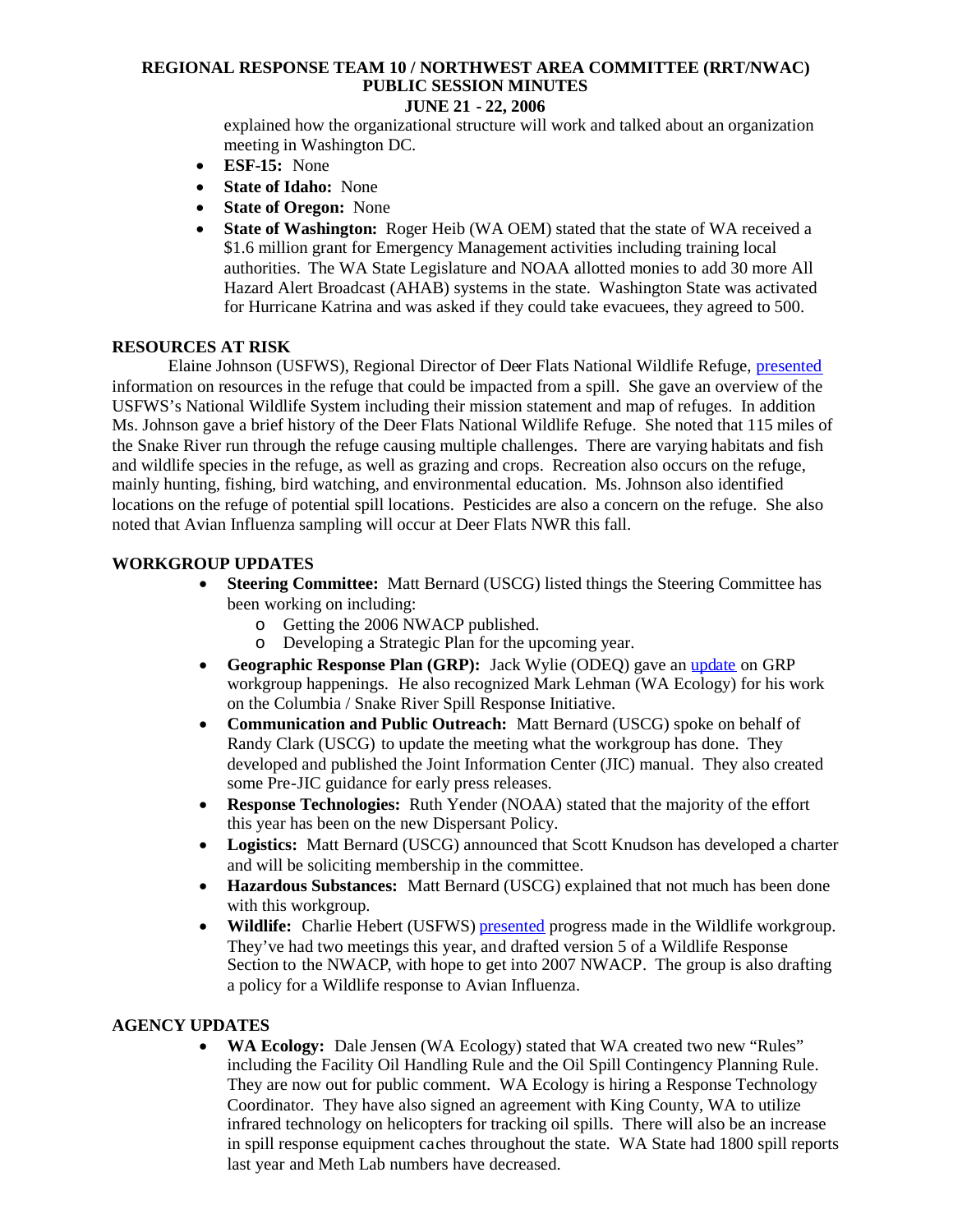explained how the organizational structure will work and talked about an organization meeting in Washington DC.

- **ESF-15:** None
- **State of Idaho:** None
- **State of Oregon:** None
- **State of Washington:** Roger Heib (WA OEM) stated that the state of WA received a $1.6 million grant for Emergency Management activities including training local authorities. The WA State Legislature and NOAA allotted monies to add 30 more All Hazard Alert Broadcast (AHAB) systems in the state. Washington State was activated for Hurricane Katrina and was asked if they could take evacuees, they agreed to 500.

## RESOURCES AT RISK

Elaine Johnson (USFWS), Regional Director of Deer Flats National Wildlife Refuge, presented information on resources in the refuge that could be impacted from a spill. She gave an overview of the USFWS's National Wildlife System including their mission statement and map of refuges. In addition Ms. Johnson gave a brief history of the Deer Flats National Wildlife Refuge. She noted that 115 miles of the Snake River run through the refuge causing multiple challenges. There are varying habitats and fish and wildlife species in the refuge, as well as grazing and crops. Recreation also occurs on the refuge, mainly hunting, fishing, bird watching, and environmental education. Ms. Johnson also identified locations on the refuge of potential spill locations. Pesticides are also a concern on the refuge. She also noted that Avian Influenza sampling will occur at Deer Flats NWR this fall.

## WORKGROUP UPDATES

- **Steering Committee:** Matt Bernard (USCG) listed things the Steering Committee has been working on including:
  - Getting the 2006 NWACP published.
  - Developing a Strategic Plan for the upcoming year.
- **Geographic Response Plan (GRP):** Jack Wylie (ODEQ) gave an update on GRP workgroup happenings. He also recognized Mark Lehman (WA Ecology) for his work on the Columbia / Snake River Spill Response Initiative.
- **Communication and Public Outreach:** Matt Bernard (USCG) spoke on behalf of Randy Clark (USCG) to update the meeting what the workgroup has done. They developed and published the Joint Information Center (JIC) manual. They also created some Pre-JIC guidance for early press releases.
- **Response Technologies:** Ruth Yender (NOAA) stated that the majority of the effort this year has been on the new Dispersant Policy.
- **Logistics:** Matt Bernard (USCG) announced that Scott Knudson has developed a charter and will be soliciting membership in the committee.
- **Hazardous Substances:** Matt Bernard (USCG) explained that not much has been done with this workgroup.
- **Wildlife:** Charlie Hebert (USFWS) presented progress made in the Wildlife workgroup. They've had two meetings this year, and drafted version 5 of a Wildlife Response Section to the NWACP, with hope to get into 2007 NWACP. The group is also drafting a policy for a Wildlife response to Avian Influenza.

## AGENCY UPDATES

- **WA Ecology:** Dale Jensen (WA Ecology) stated that WA created two new "Rules" including the Facility Oil Handling Rule and the Oil Spill Contingency Planning Rule. They are now out for public comment. WA Ecology is hiring a Response Technology Coordinator. They have also signed an agreement with King County, WA to utilize infrared technology on helicopters for tracking oil spills. There will also be an increase in spill response equipment caches throughout the state. WA State had 1800 spill reports last year and Meth Lab numbers have decreased.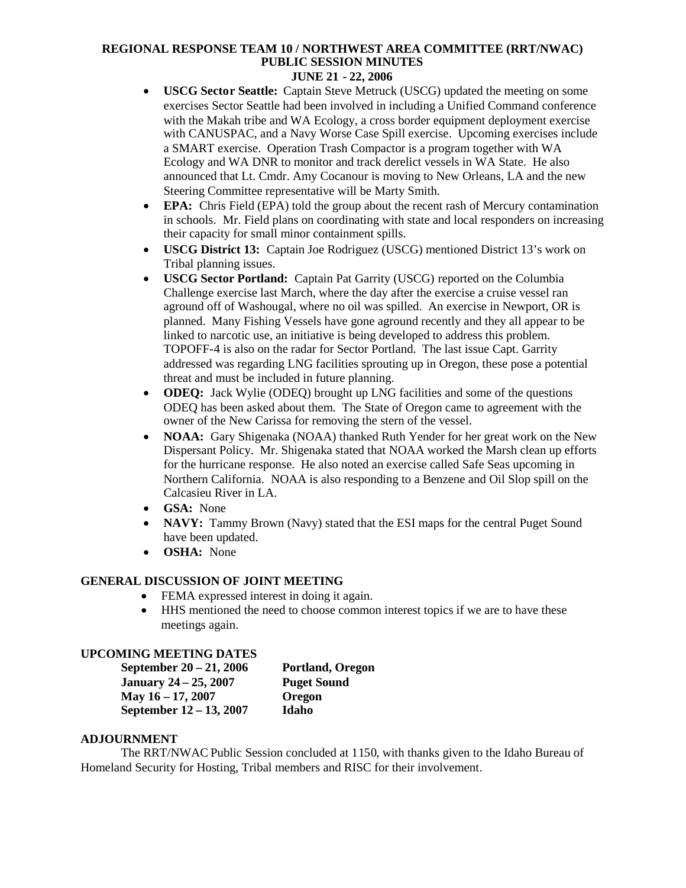**REGIONAL RESPONSE TEAM 10 / NORTHWEST AREA COMMITTEE (RRT/NWAC)**
**PUBLIC SESSION MINUTES**
**JUNE 21 - 22, 2006**

- **USCG Sector Seattle:** Captain Steve Metruck (USCG) updated the meeting on some exercises Sector Seattle had been involved in including a Unified Command conference with the Makah tribe and WA Ecology, a cross border equipment deployment exercise with CANUSPAC, and a Navy Worse Case Spill exercise. Upcoming exercises include a SMART exercise. Operation Trash Compactor is a program together with WA Ecology and WA DNR to monitor and track derelict vessels in WA State. He also announced that Lt. Cmdr. Amy Cocanour is moving to New Orleans, LA and the new Steering Committee representative will be Marty Smith.
- **EPA:** Chris Field (EPA) told the group about the recent rash of Mercury contamination in schools. Mr. Field plans on coordinating with state and local responders on increasing their capacity for small minor containment spills.
- **USCG District 13:** Captain Joe Rodriguez (USCG) mentioned District 13's work on Tribal planning issues.
- **USCG Sector Portland:** Captain Pat Garrity (USCG) reported on the Columbia Challenge exercise last March, where the day after the exercise a cruise vessel ran aground off of Washougal, where no oil was spilled. An exercise in Newport, OR is planned. Many Fishing Vessels have gone aground recently and they all appear to be linked to narcotic use, an initiative is being developed to address this problem. TOPOFF-4 is also on the radar for Sector Portland. The last issue Capt. Garrity addressed was regarding LNG facilities sprouting up in Oregon, these pose a potential threat and must be included in future planning.
- **ODEQ:** Jack Wylie (ODEQ) brought up LNG facilities and some of the questions ODEQ has been asked about them. The State of Oregon came to agreement with the owner of the New Carissa for removing the stern of the vessel.
- **NOAA:** Gary Shigenaka (NOAA) thanked Ruth Yender for her great work on the New Dispersant Policy. Mr. Shigenaka stated that NOAA worked the Marsh clean up efforts for the hurricane response. He also noted an exercise called Safe Seas upcoming in Northern California. NOAA is also responding to a Benzene and Oil Slop spill on the Calcasieu River in LA.
- **GSA:** None
- **NAVY:** Tammy Brown (Navy) stated that the ESI maps for the central Puget Sound have been updated.
- **OSHA:** None

## GENERAL DISCUSSION OF JOINT MEETING

- FEMA expressed interest in doing it again.
- HHS mentioned the need to choose common interest topics if we are to have these meetings again.

## UPCOMING MEETING DATES

| | |
|---|---|
| **September 20 – 21, 2006** | **Portland, Oregon** |
| **January 24 – 25, 2007** | **Puget Sound** |
| **May 16 – 17, 2007** | **Oregon** |
| **September 12 – 13, 2007** | **Idaho** |

## ADJOURNMENT

The RRT/NWAC Public Session concluded at 1150, with thanks given to the Idaho Bureau of Homeland Security for Hosting, Tribal members and RISC for their involvement.